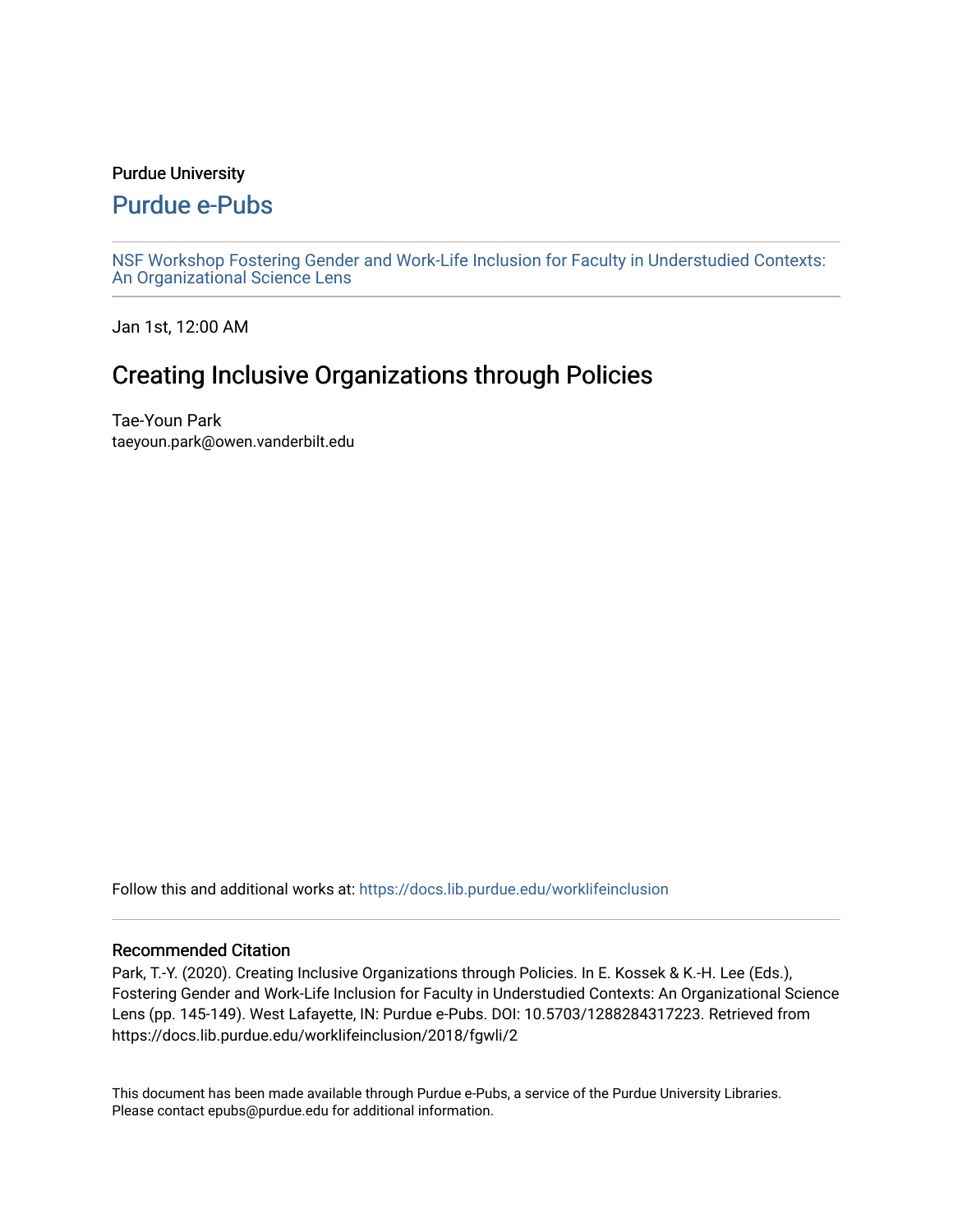Purdue University

# Purdue e-Pubs

NSF Workshop Fostering Gender and Work-Life Inclusion for Faculty in Understudied Contexts: An Organizational Science Lens

Jan 1st, 12:00 AM

## Creating Inclusive Organizations through Policies

Tae-Youn Park
taeyoun.park@owen.vanderbilt.edu

Follow this and additional works at: https://docs.lib.purdue.edu/worklifeinclusion

### Recommended Citation

Park, T.-Y. (2020). Creating Inclusive Organizations through Policies. In E. Kossek & K.-H. Lee (Eds.), Fostering Gender and Work-Life Inclusion for Faculty in Understudied Contexts: An Organizational Science Lens (pp. 145-149). West Lafayette, IN: Purdue e-Pubs. DOI: 10.5703/1288284317223. Retrieved from https://docs.lib.purdue.edu/worklifeinclusion/2018/fgwli/2

This document has been made available through Purdue e-Pubs, a service of the Purdue University Libraries. Please contact epubs@purdue.edu for additional information.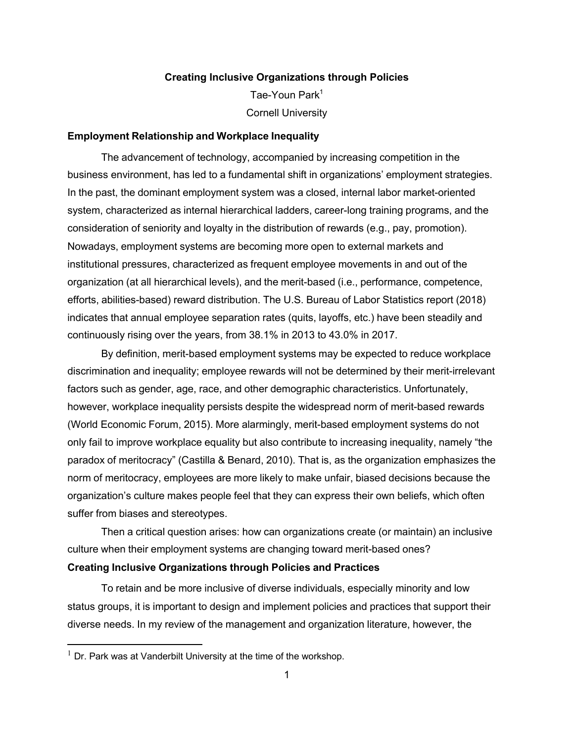**Creating Inclusive Organizations through Policies**

Tae-Youn Park[1]

Cornell University

## Employment Relationship and Workplace Inequality

The advancement of technology, accompanied by increasing competition in the business environment, has led to a fundamental shift in organizations' employment strategies. In the past, the dominant employment system was a closed, internal labor market-oriented system, characterized as internal hierarchical ladders, career-long training programs, and the consideration of seniority and loyalty in the distribution of rewards (e.g., pay, promotion). Nowadays, employment systems are becoming more open to external markets and institutional pressures, characterized as frequent employee movements in and out of the organization (at all hierarchical levels), and the merit-based (i.e., performance, competence, efforts, abilities-based) reward distribution. The U.S. Bureau of Labor Statistics report (2018) indicates that annual employee separation rates (quits, layoffs, etc.) have been steadily and continuously rising over the years, from 38.1% in 2013 to 43.0% in 2017.

By definition, merit-based employment systems may be expected to reduce workplace discrimination and inequality; employee rewards will not be determined by their merit-irrelevant factors such as gender, age, race, and other demographic characteristics. Unfortunately, however, workplace inequality persists despite the widespread norm of merit-based rewards (World Economic Forum, 2015). More alarmingly, merit-based employment systems do not only fail to improve workplace equality but also contribute to increasing inequality, namely "the paradox of meritocracy" (Castilla & Benard, 2010). That is, as the organization emphasizes the norm of meritocracy, employees are more likely to make unfair, biased decisions because the organization's culture makes people feel that they can express their own beliefs, which often suffer from biases and stereotypes.

Then a critical question arises: how can organizations create (or maintain) an inclusive culture when their employment systems are changing toward merit-based ones?

## Creating Inclusive Organizations through Policies and Practices

To retain and be more inclusive of diverse individuals, especially minority and low status groups, it is important to design and implement policies and practices that support their diverse needs. In my review of the management and organization literature, however, the

[1] Dr. Park was at Vanderbilt University at the time of the workshop.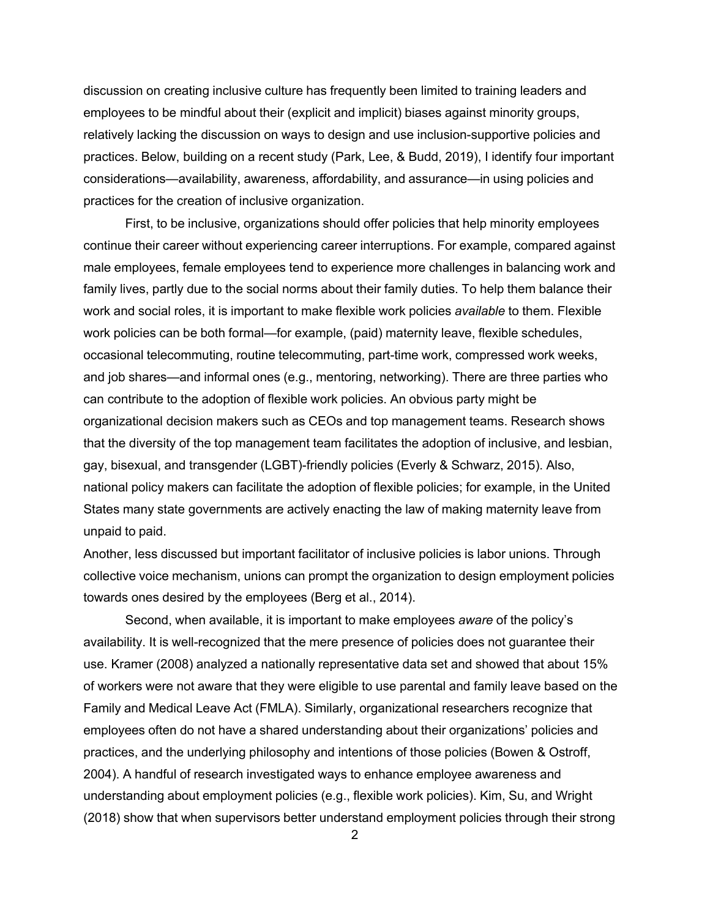discussion on creating inclusive culture has frequently been limited to training leaders and employees to be mindful about their (explicit and implicit) biases against minority groups, relatively lacking the discussion on ways to design and use inclusion-supportive policies and practices. Below, building on a recent study (Park, Lee, & Budd, 2019), I identify four important considerations—availability, awareness, affordability, and assurance—in using policies and practices for the creation of inclusive organization.

First, to be inclusive, organizations should offer policies that help minority employees continue their career without experiencing career interruptions. For example, compared against male employees, female employees tend to experience more challenges in balancing work and family lives, partly due to the social norms about their family duties. To help them balance their work and social roles, it is important to make flexible work policies *available* to them. Flexible work policies can be both formal—for example, (paid) maternity leave, flexible schedules, occasional telecommuting, routine telecommuting, part-time work, compressed work weeks, and job shares—and informal ones (e.g., mentoring, networking). There are three parties who can contribute to the adoption of flexible work policies. An obvious party might be organizational decision makers such as CEOs and top management teams. Research shows that the diversity of the top management team facilitates the adoption of inclusive, and lesbian, gay, bisexual, and transgender (LGBT)-friendly policies (Everly & Schwarz, 2015). Also, national policy makers can facilitate the adoption of flexible policies; for example, in the United States many state governments are actively enacting the law of making maternity leave from unpaid to paid.

Another, less discussed but important facilitator of inclusive policies is labor unions. Through collective voice mechanism, unions can prompt the organization to design employment policies towards ones desired by the employees (Berg et al., 2014).

Second, when available, it is important to make employees *aware* of the policy's availability. It is well-recognized that the mere presence of policies does not guarantee their use. Kramer (2008) analyzed a nationally representative data set and showed that about 15% of workers were not aware that they were eligible to use parental and family leave based on the Family and Medical Leave Act (FMLA). Similarly, organizational researchers recognize that employees often do not have a shared understanding about their organizations' policies and practices, and the underlying philosophy and intentions of those policies (Bowen & Ostroff, 2004). A handful of research investigated ways to enhance employee awareness and understanding about employment policies (e.g., flexible work policies). Kim, Su, and Wright (2018) show that when supervisors better understand employment policies through their strong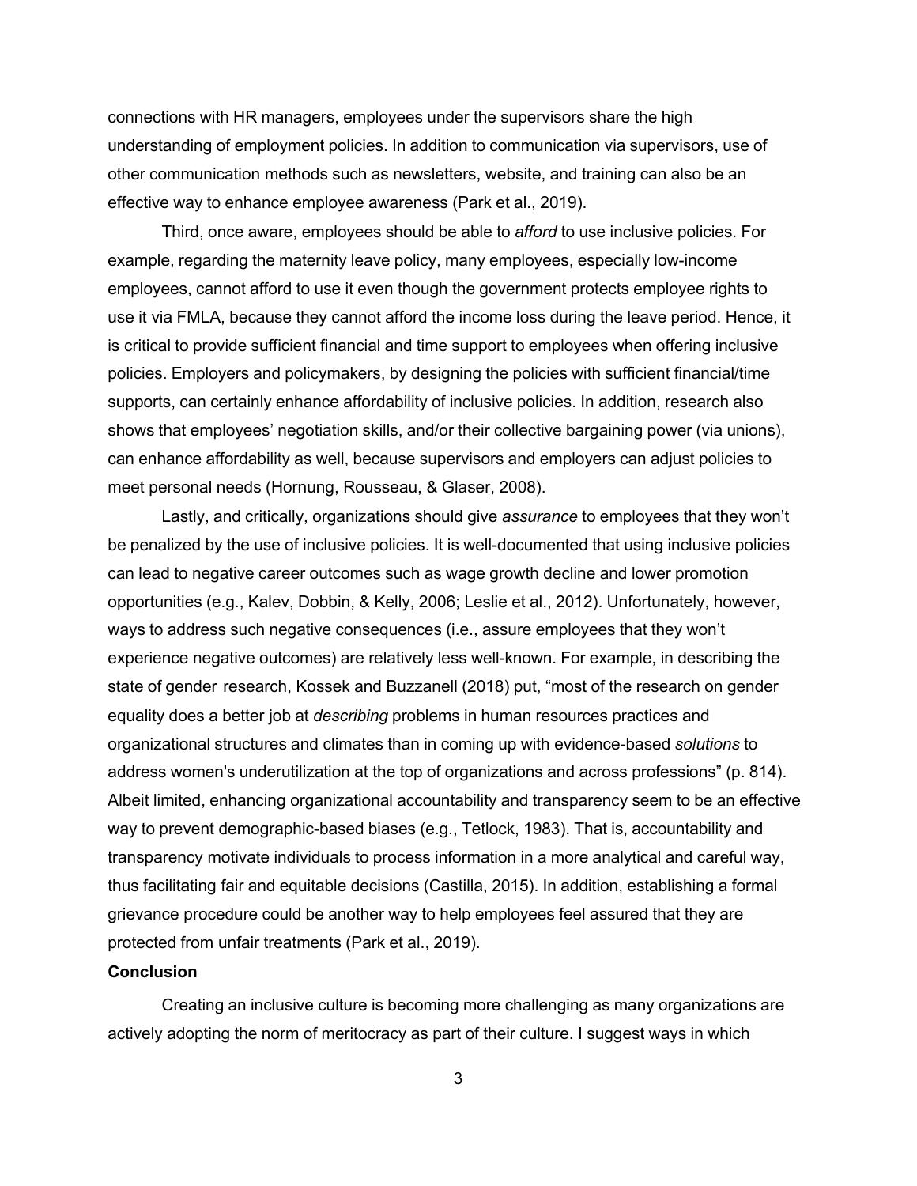connections with HR managers, employees under the supervisors share the high understanding of employment policies. In addition to communication via supervisors, use of other communication methods such as newsletters, website, and training can also be an effective way to enhance employee awareness (Park et al., 2019).

Third, once aware, employees should be able to *afford* to use inclusive policies. For example, regarding the maternity leave policy, many employees, especially low-income employees, cannot afford to use it even though the government protects employee rights to use it via FMLA, because they cannot afford the income loss during the leave period. Hence, it is critical to provide sufficient financial and time support to employees when offering inclusive policies. Employers and policymakers, by designing the policies with sufficient financial/time supports, can certainly enhance affordability of inclusive policies. In addition, research also shows that employees' negotiation skills, and/or their collective bargaining power (via unions), can enhance affordability as well, because supervisors and employers can adjust policies to meet personal needs (Hornung, Rousseau, & Glaser, 2008).

Lastly, and critically, organizations should give *assurance* to employees that they won't be penalized by the use of inclusive policies. It is well-documented that using inclusive policies can lead to negative career outcomes such as wage growth decline and lower promotion opportunities (e.g., Kalev, Dobbin, & Kelly, 2006; Leslie et al., 2012). Unfortunately, however, ways to address such negative consequences (i.e., assure employees that they won't experience negative outcomes) are relatively less well-known. For example, in describing the state of gender research, Kossek and Buzzanell (2018) put, "most of the research on gender equality does a better job at *describing* problems in human resources practices and organizational structures and climates than in coming up with evidence-based *solutions* to address women's underutilization at the top of organizations and across professions" (p. 814). Albeit limited, enhancing organizational accountability and transparency seem to be an effective way to prevent demographic-based biases (e.g., Tetlock, 1983). That is, accountability and transparency motivate individuals to process information in a more analytical and careful way, thus facilitating fair and equitable decisions (Castilla, 2015). In addition, establishing a formal grievance procedure could be another way to help employees feel assured that they are protected from unfair treatments (Park et al., 2019).

**Conclusion**

Creating an inclusive culture is becoming more challenging as many organizations are actively adopting the norm of meritocracy as part of their culture. I suggest ways in which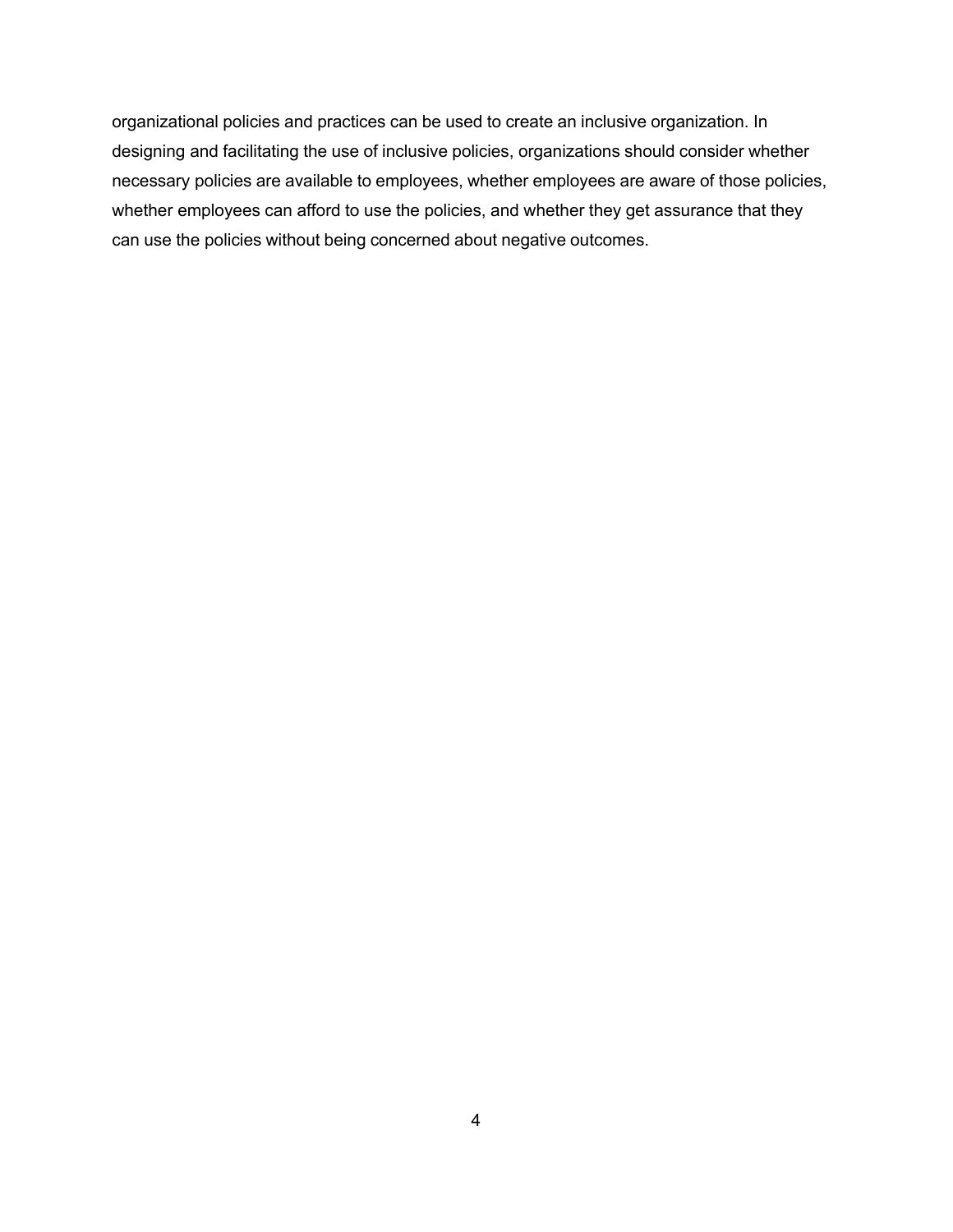organizational policies and practices can be used to create an inclusive organization. In designing and facilitating the use of inclusive policies, organizations should consider whether necessary policies are available to employees, whether employees are aware of those policies, whether employees can afford to use the policies, and whether they get assurance that they can use the policies without being concerned about negative outcomes.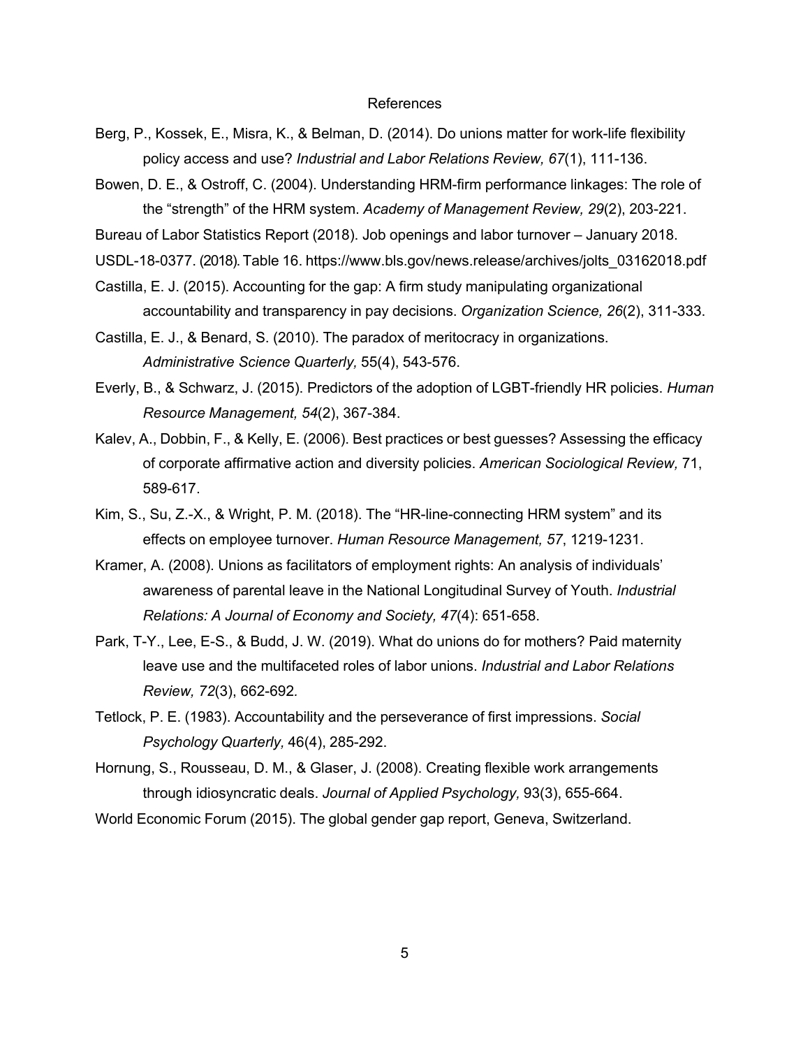# References

Berg, P., Kossek, E., Misra, K., & Belman, D. (2014). Do unions matter for work-life flexibility policy access and use? *Industrial and Labor Relations Review, 67*(1), 111-136.

Bowen, D. E., & Ostroff, C. (2004). Understanding HRM-firm performance linkages: The role of the "strength" of the HRM system. *Academy of Management Review, 29*(2), 203-221.

Bureau of Labor Statistics Report (2018). Job openings and labor turnover – January 2018. USDL-18-0377. (2018). Table 16. https://www.bls.gov/news.release/archives/jolts_03162018.pdf

Castilla, E. J. (2015). Accounting for the gap: A firm study manipulating organizational accountability and transparency in pay decisions. *Organization Science, 26*(2), 311-333.

Castilla, E. J., & Benard, S. (2010). The paradox of meritocracy in organizations. *Administrative Science Quarterly,* 55(4), 543-576.

Everly, B., & Schwarz, J. (2015). Predictors of the adoption of LGBT-friendly HR policies. *Human Resource Management, 54*(2), 367-384.

Kalev, A., Dobbin, F., & Kelly, E. (2006). Best practices or best guesses? Assessing the efficacy of corporate affirmative action and diversity policies. *American Sociological Review,* 71, 589-617.

Kim, S., Su, Z.-X., & Wright, P. M. (2018). The "HR-line-connecting HRM system" and its effects on employee turnover. *Human Resource Management, 57*, 1219-1231.

Kramer, A. (2008). Unions as facilitators of employment rights: An analysis of individuals' awareness of parental leave in the National Longitudinal Survey of Youth. *Industrial Relations: A Journal of Economy and Society, 47*(4): 651-658.

Park, T-Y., Lee, E-S., & Budd, J. W. (2019). What do unions do for mothers? Paid maternity leave use and the multifaceted roles of labor unions. *Industrial and Labor Relations Review, 72*(3), 662-692.

Tetlock, P. E. (1983). Accountability and the perseverance of first impressions. *Social Psychology Quarterly,* 46(4), 285-292.

Hornung, S., Rousseau, D. M., & Glaser, J. (2008). Creating flexible work arrangements through idiosyncratic deals. *Journal of Applied Psychology,* 93(3), 655-664.

World Economic Forum (2015). The global gender gap report, Geneva, Switzerland.